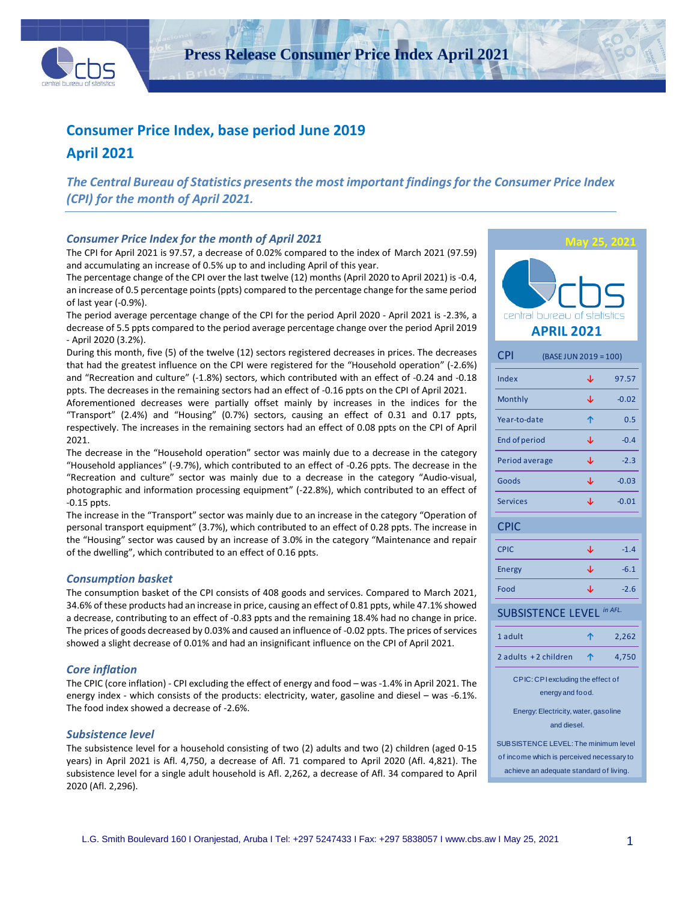# Press Release Consumer Price Index April 2021

## Consumer Price Index, base period June 2019

## April 2021

*The Central Bureau of Statistics presents the most important findings for the Consumer Price Index (CPI) for the month of April 2021.*

### *Consumer Price Index for the month of April 2021*

The CPI for April 2021 is 97.57, a decrease of 0.02% compared to the index of March 2021 (97.59) and accumulating an increase of 0.5% up to and including April of this year.

The percentage change of the CPI over the last twelve (12) months (April 2020 to April 2021) is -0.4, an increase of 0.5 percentage points (ppts) compared to the percentage change for the same period of last year (-0.9%).

The period average percentage change of the CPI for the period April 2020 - April 2021 is -2.3%, a decrease of 5.5 ppts compared to the period average percentage change over the period April 2019 - April 2020 (3.2%).

During this month, five (5) of the twelve (12) sectors registered decreases in prices. The decreases that had the greatest influence on the CPI were registered for the "Household operation" (-2.6%) and "Recreation and culture" (-1.8%) sectors, which contributed with an effect of -0.24 and -0.18 ppts. The decreases in the remaining sectors had an effect of -0.16 ppts on the CPI of April 2021.

Aforementioned decreases were partially offset mainly by increases in the indices for the "Transport" (2.4%) and "Housing" (0.7%) sectors, causing an effect of 0.31 and 0.17 ppts, respectively. The increases in the remaining sectors had an effect of 0.08 ppts on the CPI of April 2021.

The decrease in the "Household operation" sector was mainly due to a decrease in the category "Household appliances" (-9.7%), which contributed to an effect of -0.26 ppts. The decrease in the "Recreation and culture" sector was mainly due to a decrease in the category "Audio-visual, photographic and information processing equipment" (-22.8%), which contributed to an effect of -0.15 ppts.

The increase in the "Transport" sector was mainly due to an increase in the category "Operation of personal transport equipment" (3.7%), which contributed to an effect of 0.28 ppts. The increase in the "Housing" sector was caused by an increase of 3.0% in the category "Maintenance and repair of the dwelling", which contributed to an effect of 0.16 ppts.

### *Consumption basket*

The consumption basket of the CPI consists of 408 goods and services. Compared to March 2021, 34.6% of these products had an increase in price, causing an effect of 0.81 ppts, while 47.1% showed a decrease, contributing to an effect of -0.83 ppts and the remaining 18.4% had no change in price. The prices of goods decreased by 0.03% and caused an influence of -0.02 ppts. The prices of services showed a slight decrease of 0.01% and had an insignificant influence on the CPI of April 2021.

### *Core inflation*

The CPIC (core inflation) - CPI excluding the effect of energy and food – was -1.4% in April 2021. The energy index - which consists of the products: electricity, water, gasoline and diesel – was -6.1%. The food index showed a decrease of -2.6%.

### *Subsistence level*

The subsistence level for a household consisting of two (2) adults and two (2) children (aged 0-15 years) in April 2021 is Afl. 4,750, a decrease of Afl. 71 compared to April 2020 (Afl. 4,821). The subsistence level for a single adult household is Afl. 2,262, a decrease of Afl. 34 compared to April 2020 (Afl. 2,296).

---

**May 25, 2021**

**APRIL 2021**

| CPI (BASE JUN 2019 = 100) | | |
|---|---|---|
| Index | ↓ | 97.57 |
| Monthly | ↓ | -0.02 |
| Year-to-date | ↑ | 0.5 |
| End of period | ↓ | -0.4 |
| Period average | ↓ | -2.3 |
| Goods | ↓ | -0.03 |
| Services | ↓ | -0.01 |
| **CPIC** | | |
| CPIC | ↓ | -1.4 |
| Energy | ↓ | -6.1 |
| Food | ↓ | -2.6 |
| **SUBSISTENCE LEVEL** *in AFL.* | | |
| 1 adult | ↑ | 2,262 |
| 2 adults + 2 children | ↑ | 4,750 |

CPIC: CPI excluding the effect of energy and food.

Energy: Electricity, water, gasoline and diesel.

SUBSISTENCE LEVEL: The minimum level of income which is perceived necessary to achieve an adequate standard of living.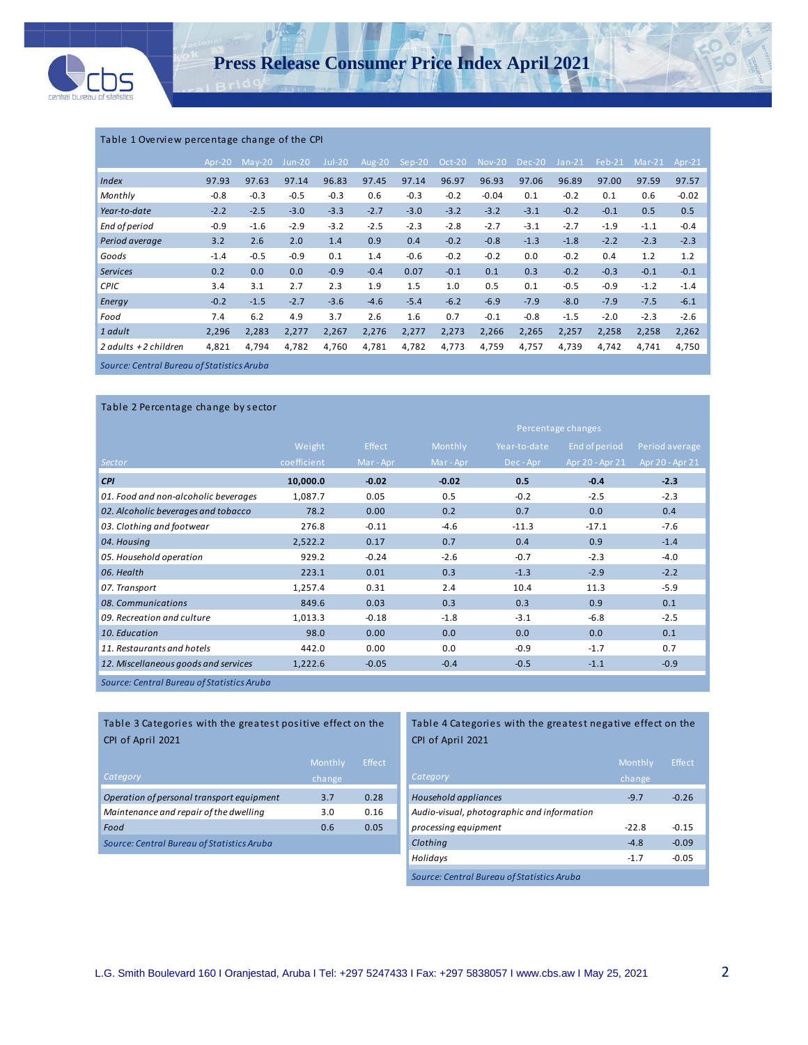Table 1 Overview percentage change of the CPI

| | Apr-20 | May-20 | Jun-20 | Jul-20 | Aug-20 | Sep-20 | Oct-20 | Nov-20 | Dec-20 | Jan-21 | Feb-21 | Mar-21 | Apr-21 |
|---|---|---|---|---|---|---|---|---|---|---|---|---|---|
| *Index* | 97.93 | 97.63 | 97.14 | 96.83 | 97.45 | 97.14 | 96.97 | 96.93 | 97.06 | 96.89 | 97.00 | 97.59 | 97.57 |
| *Monthly* | -0.8 | -0.3 | -0.5 | -0.3 | 0.6 | -0.3 | -0.2 | -0.04 | 0.1 | -0.2 | 0.1 | 0.6 | -0.02 |
| *Year-to-date* | -2.2 | -2.5 | -3.0 | -3.3 | -2.7 | -3.0 | -3.2 | -3.2 | -3.1 | -0.2 | -0.1 | 0.5 | 0.5 |
| *End of period* | -0.9 | -1.6 | -2.9 | -3.2 | -2.5 | -2.3 | -2.8 | -2.7 | -3.1 | -2.7 | -1.9 | -1.1 | -0.4 |
| *Period average* | 3.2 | 2.6 | 2.0 | 1.4 | 0.9 | 0.4 | -0.2 | -0.8 | -1.3 | -1.8 | -2.2 | -2.3 | -2.3 |
| *Goods* | -1.4 | -0.5 | -0.9 | 0.1 | 1.4 | -0.6 | -0.2 | -0.2 | 0.0 | -0.2 | 0.4 | 1.2 | 1.2 |
| *Services* | 0.2 | 0.0 | 0.0 | -0.9 | -0.4 | 0.07 | -0.1 | 0.1 | 0.3 | -0.2 | -0.3 | -0.1 | -0.1 |
| *CPIC* | 3.4 | 3.1 | 2.7 | 2.3 | 1.9 | 1.5 | 1.0 | 0.5 | 0.1 | -0.5 | -0.9 | -1.2 | -1.4 |
| *Energy* | -0.2 | -1.5 | -2.7 | -3.6 | -4.6 | -5.4 | -6.2 | -6.9 | -7.9 | -8.0 | -7.9 | -7.5 | -6.1 |
| *Food* | 7.4 | 6.2 | 4.9 | 3.7 | 2.6 | 1.6 | 0.7 | -0.1 | -0.8 | -1.5 | -2.0 | -2.3 | -2.6 |
| *1 adult* | 2,296 | 2,283 | 2,277 | 2,267 | 2,276 | 2,277 | 2,273 | 2,266 | 2,265 | 2,257 | 2,258 | 2,258 | 2,262 |
| *2 adults + 2 children* | 4,821 | 4,794 | 4,782 | 4,760 | 4,781 | 4,782 | 4,773 | 4,759 | 4,757 | 4,739 | 4,742 | 4,741 | 4,750 |

*Source: Central Bureau of Statistics Aruba*

Table 2 Percentage change by sector

| | | | Percentage changes | | | |
|---|---|---|---|---|---|---|
| Sector | Weight coefficient | Effect Mar - Apr | Monthly Mar - Apr | Year-to-date Dec - Apr | End of period Apr 20 - Apr 21 | Period average Apr 20 - Apr 21 |
| ***CPI*** | **10,000.0** | **-0.02** | **-0.02** | **0.5** | **-0.4** | **-2.3** |
| *01. Food and non-alcoholic beverages* | 1,087.7 | 0.05 | 0.5 | -0.2 | -2.5 | -2.3 |
| *02. Alcoholic beverages and tobacco* | 78.2 | 0.00 | 0.2 | 0.7 | 0.0 | 0.4 |
| *03. Clothing and footwear* | 276.8 | -0.11 | -4.6 | -11.3 | -17.1 | -7.6 |
| *04. Housing* | 2,522.2 | 0.17 | 0.7 | 0.4 | 0.9 | -1.4 |
| *05. Household operation* | 929.2 | -0.24 | -2.6 | -0.7 | -2.3 | -4.0 |
| *06. Health* | 223.1 | 0.01 | 0.3 | -1.3 | -2.9 | -2.2 |
| *07. Transport* | 1,257.4 | 0.31 | 2.4 | 10.4 | 11.3 | -5.9 |
| *08. Communications* | 849.6 | 0.03 | 0.3 | 0.3 | 0.9 | 0.1 |
| *09. Recreation and culture* | 1,013.3 | -0.18 | -1.8 | -3.1 | -6.8 | -2.5 |
| *10. Education* | 98.0 | 0.00 | 0.0 | 0.0 | 0.0 | 0.1 |
| *11. Restaurants and hotels* | 442.0 | 0.00 | 0.0 | -0.9 | -1.7 | 0.7 |
| *12. Miscellaneous goods and services* | 1,222.6 | -0.05 | -0.4 | -0.5 | -1.1 | -0.9 |

*Source: Central Bureau of Statistics Aruba*

Table 3 Categories with the greatest positive effect on the CPI of April 2021

| Category | Monthly change | Effect |
|---|---|---|
| *Operation of personal transport equipment* | 3.7 | 0.28 |
| *Maintenance and repair of the dwelling* | 3.0 | 0.16 |
| *Food* | 0.6 | 0.05 |

*Source: Central Bureau of Statistics Aruba*

Table 4 Categories with the greatest negative effect on the CPI of April 2021

| Category | Monthly change | Effect |
|---|---|---|
| *Household appliances* | -9.7 | -0.26 |
| *Audio-visual, photographic and information processing equipment* | -22.8 | -0.15 |
| *Clothing* | -4.8 | -0.09 |
| *Holidays* | -1.7 | -0.05 |

*Source: Central Bureau of Statistics Aruba*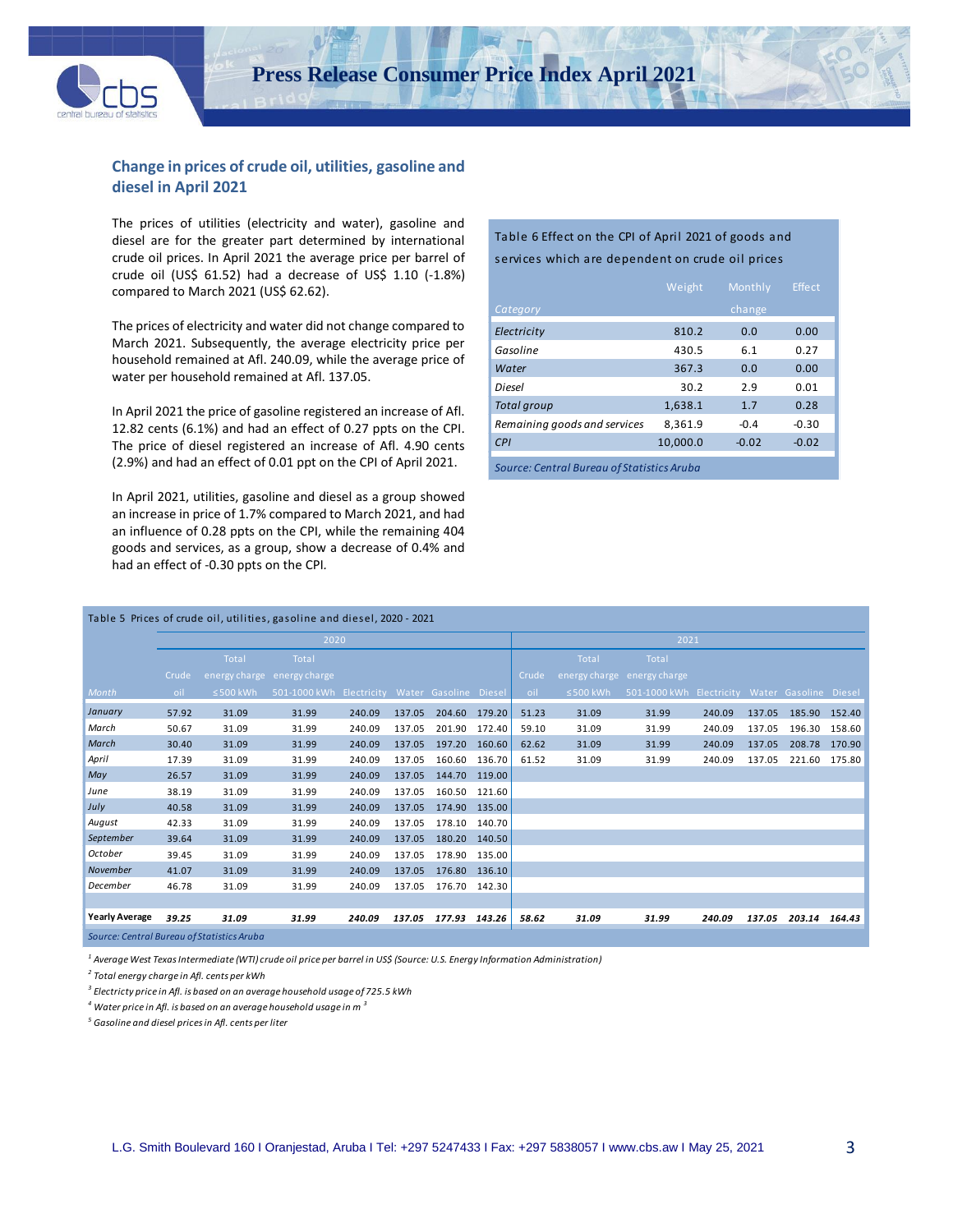## Change in prices of crude oil, utilities, gasoline and diesel in April 2021

The prices of utilities (electricity and water), gasoline and diesel are for the greater part determined by international crude oil prices. In April 2021 the average price per barrel of crude oil (US$ 61.52) had a decrease of US$ 1.10 (-1.8%) compared to March 2021 (US$ 62.62).

The prices of electricity and water did not change compared to March 2021. Subsequently, the average electricity price per household remained at Afl. 240.09, while the average price of water per household remained at Afl. 137.05.

In April 2021 the price of gasoline registered an increase of Afl. 12.82 cents (6.1%) and had an effect of 0.27 ppts on the CPI. The price of diesel registered an increase of Afl. 4.90 cents (2.9%) and had an effect of 0.01 ppt on the CPI of April 2021.

In April 2021, utilities, gasoline and diesel as a group showed an increase in price of 1.7% compared to March 2021, and had an influence of 0.28 ppts on the CPI, while the remaining 404 goods and services, as a group, show a decrease of 0.4% and had an effect of -0.30 ppts on the CPI.

Table 6 Effect on the CPI of April 2021 of goods and services which are dependent on crude oil prices

| Category | Weight | Monthly change | Effect |
|---|---|---|---|
| *Electricity* | 810.2 | 0.0 | 0.00 |
| *Gasoline* | 430.5 | 6.1 | 0.27 |
| *Water* | 367.3 | 0.0 | 0.00 |
| *Diesel* | 30.2 | 2.9 | 0.01 |
| *Total group* | 1,638.1 | 1.7 | 0.28 |
| *Remaining goods and services* | 8,361.9 | -0.4 | -0.30 |
| *CPI* | 10,000.0 | -0.02 | -0.02 |

*Source: Central Bureau of Statistics Aruba*

Table 5 Prices of crude oil, utilities, gasoline and diesel, 2020 - 2021

| | 2020 | | | | | | | 2021 | | | | | | |
|---|---|---|---|---|---|---|---|---|---|---|---|---|---|---|
| Month | Crude oil | Total energy charge ≤500 kWh | Total energy charge 501-1000 kWh | Electricity | Water | Gasoline | Diesel | Crude oil | Total energy charge ≤500 kWh | Total energy charge 501-1000 kWh | Electricity | Water | Gasoline | Diesel |
| *January* | 57.92 | 31.09 | 31.99 | 240.09 | 137.05 | 204.60 | 179.20 | 51.23 | 31.09 | 31.99 | 240.09 | 137.05 | 185.90 | 152.40 |
| *March* | 50.67 | 31.09 | 31.99 | 240.09 | 137.05 | 201.90 | 172.40 | 59.10 | 31.09 | 31.99 | 240.09 | 137.05 | 196.30 | 158.60 |
| *March* | 30.40 | 31.09 | 31.99 | 240.09 | 137.05 | 197.20 | 160.60 | 62.62 | 31.09 | 31.99 | 240.09 | 137.05 | 208.78 | 170.90 |
| *April* | 17.39 | 31.09 | 31.99 | 240.09 | 137.05 | 160.60 | 136.70 | 61.52 | 31.09 | 31.99 | 240.09 | 137.05 | 221.60 | 175.80 |
| *May* | 26.57 | 31.09 | 31.99 | 240.09 | 137.05 | 144.70 | 119.00 | | | | | | | |
| *June* | 38.19 | 31.09 | 31.99 | 240.09 | 137.05 | 160.50 | 121.60 | | | | | | | |
| *July* | 40.58 | 31.09 | 31.99 | 240.09 | 137.05 | 174.90 | 135.00 | | | | | | | |
| *August* | 42.33 | 31.09 | 31.99 | 240.09 | 137.05 | 178.10 | 140.70 | | | | | | | |
| *September* | 39.64 | 31.09 | 31.99 | 240.09 | 137.05 | 180.20 | 140.50 | | | | | | | |
| *October* | 39.45 | 31.09 | 31.99 | 240.09 | 137.05 | 178.90 | 135.00 | | | | | | | |
| *November* | 41.07 | 31.09 | 31.99 | 240.09 | 137.05 | 176.80 | 136.10 | | | | | | | |
| *December* | 46.78 | 31.09 | 31.99 | 240.09 | 137.05 | 176.70 | 142.30 | | | | | | | |
| **Yearly Average** | ***39.25*** | ***31.09*** | ***31.99*** | ***240.09*** | ***137.05*** | ***177.93*** | ***143.26*** | ***58.62*** | ***31.09*** | ***31.99*** | ***240.09*** | ***137.05*** | ***203.14*** | ***164.43*** |

*Source: Central Bureau of Statistics Aruba*

*[1] Average West Texas Intermediate (WTI) crude oil price per barrel in US$ (Source: U.S. Energy Information Administration)*

*[2] Total energy charge in Afl. cents per kWh*

*[3] Electricty price in Afl. is based on an average household usage of 725.5 kWh*

*[4] Water price in Afl. is based on an average household usage in $m^3$*

*[5] Gasoline and diesel prices in Afl. cents per liter*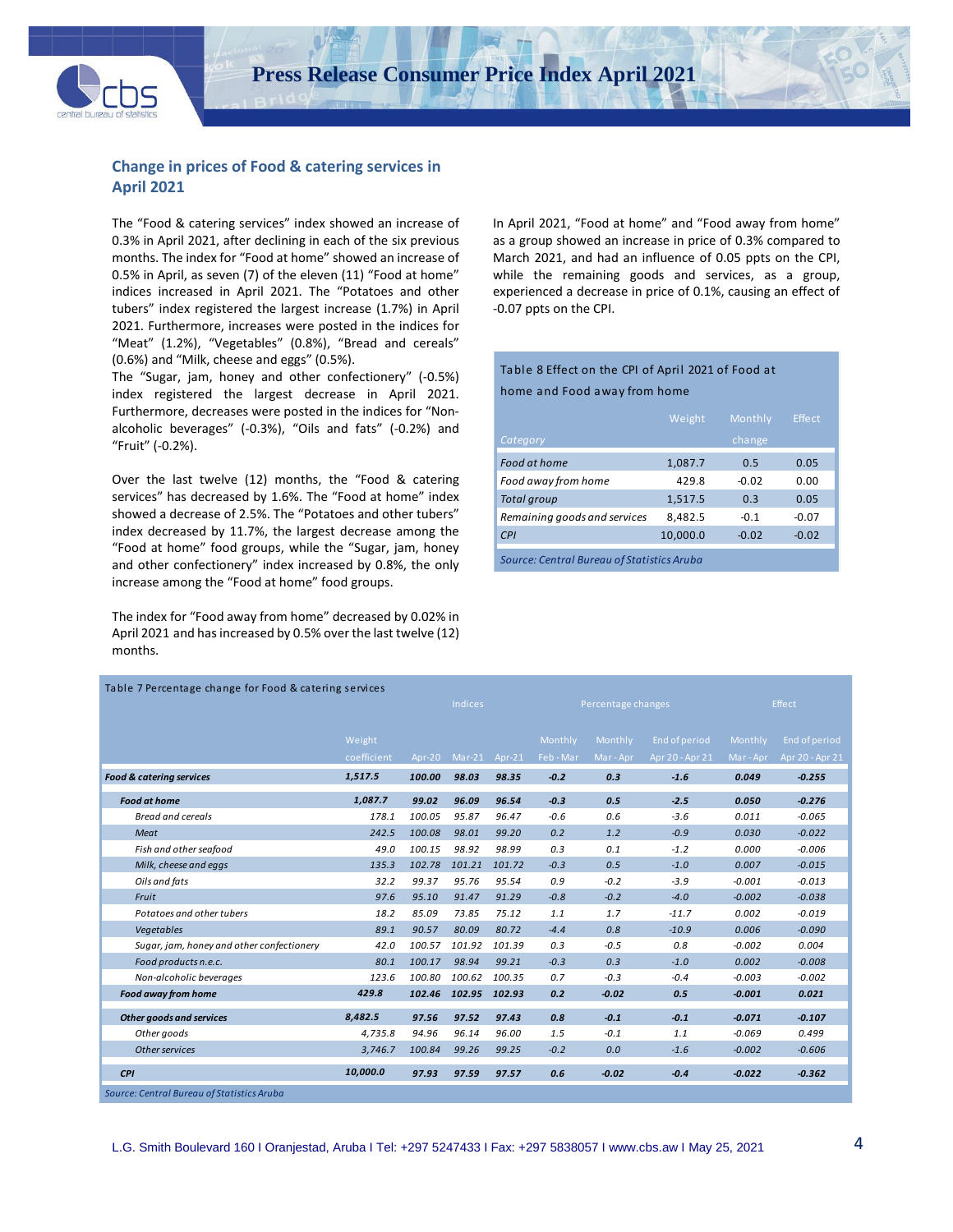## Change in prices of Food & catering services in April 2021

The "Food & catering services" index showed an increase of 0.3% in April 2021, after declining in each of the six previous months. The index for "Food at home" showed an increase of 0.5% in April, as seven (7) of the eleven (11) "Food at home" indices increased in April 2021. The "Potatoes and other tubers" index registered the largest increase (1.7%) in April 2021. Furthermore, increases were posted in the indices for "Meat" (1.2%), "Vegetables" (0.8%), "Bread and cereals" (0.6%) and "Milk, cheese and eggs" (0.5%).

The "Sugar, jam, honey and other confectionery" (-0.5%) index registered the largest decrease in April 2021. Furthermore, decreases were posted in the indices for "Non-alcoholic beverages" (-0.3%), "Oils and fats" (-0.2%) and "Fruit" (-0.2%).

Over the last twelve (12) months, the "Food & catering services" has decreased by 1.6%. The "Food at home" index showed a decrease of 2.5%. The "Potatoes and other tubers" index decreased by 11.7%, the largest decrease among the "Food at home" food groups, while the "Sugar, jam, honey and other confectionery" index increased by 0.8%, the only increase among the "Food at home" food groups.

The index for "Food away from home" decreased by 0.02% in April 2021 and has increased by 0.5% over the last twelve (12) months.

In April 2021, "Food at home" and "Food away from home" as a group showed an increase in price of 0.3% compared to March 2021, and had an influence of 0.05 ppts on the CPI, while the remaining goods and services, as a group, experienced a decrease in price of 0.1%, causing an effect of -0.07 ppts on the CPI.

Table 8 Effect on the CPI of April 2021 of Food at home and Food away from home

| Category | Weight | Monthly change | Effect |
|---|---|---|---|
| *Food at home* | 1,087.7 | 0.5 | 0.05 |
| *Food away from home* | 429.8 | -0.02 | 0.00 |
| *Total group* | 1,517.5 | 0.3 | 0.05 |
| *Remaining goods and services* | 8,482.5 | -0.1 | -0.07 |
| *CPI* | 10,000.0 | -0.02 | -0.02 |

*Source: Central Bureau of Statistics Aruba*

Table 7 Percentage change for Food & catering services

| | Weight coefficient | Indices Apr-20 | Indices Mar-21 | Indices Apr-21 | Percentage changes Monthly Feb - Mar | Percentage changes Monthly Mar - Apr | Percentage changes End of period Apr 20 - Apr 21 | Effect Monthly Mar - Apr | Effect End of period Apr 20 - Apr 21 |
|---|---|---|---|---|---|---|---|---|---|
| ***Food & catering services*** | ***1,517.5*** | ***100.00*** | ***98.03*** | ***98.35*** | ***-0.2*** | ***0.3*** | ***-1.6*** | ***0.049*** | ***-0.255*** |
| ***Food at home*** | ***1,087.7*** | ***99.02*** | ***96.09*** | ***96.54*** | ***-0.3*** | ***0.5*** | ***-2.5*** | ***0.050*** | ***-0.276*** |
| *Bread and cereals* | *178.1* | *100.05* | *95.87* | *96.47* | *-0.6* | *0.6* | *-3.6* | *0.011* | *-0.065* |
| *Meat* | *242.5* | *100.08* | *98.01* | *99.20* | *0.2* | *1.2* | *-0.9* | *0.030* | *-0.022* |
| *Fish and other seafood* | *49.0* | *100.15* | *98.92* | *98.99* | *0.3* | *0.1* | *-1.2* | *0.000* | *-0.006* |
| *Milk, cheese and eggs* | *135.3* | *102.78* | *101.21* | *101.72* | *-0.3* | *0.5* | *-1.0* | *0.007* | *-0.015* |
| *Oils and fats* | *32.2* | *99.37* | *95.76* | *95.54* | *0.9* | *-0.2* | *-3.9* | *-0.001* | *-0.013* |
| *Fruit* | *97.6* | *95.10* | *91.47* | *91.29* | *-0.8* | *-0.2* | *-4.0* | *-0.002* | *-0.038* |
| *Potatoes and other tubers* | *18.2* | *85.09* | *73.85* | *75.12* | *1.1* | *1.7* | *-11.7* | *0.002* | *-0.019* |
| *Vegetables* | *89.1* | *90.57* | *80.09* | *80.72* | *-4.4* | *0.8* | *-10.9* | *0.006* | *-0.090* |
| *Sugar, jam, honey and other confectionery* | *42.0* | *100.57* | *101.92* | *101.39* | *0.3* | *-0.5* | *0.8* | *-0.002* | *0.004* |
| *Food products n.e.c.* | *80.1* | *100.17* | *98.94* | *99.21* | *-0.3* | *0.3* | *-1.0* | *0.002* | *-0.008* |
| *Non-alcoholic beverages* | *123.6* | *100.80* | *100.62* | *100.35* | *0.7* | *-0.3* | *-0.4* | *-0.003* | *-0.002* |
| ***Food away from home*** | ***429.8*** | ***102.46*** | ***102.95*** | ***102.93*** | ***0.2*** | ***-0.02*** | ***0.5*** | ***-0.001*** | ***0.021*** |
| ***Other goods and services*** | ***8,482.5*** | ***97.56*** | ***97.52*** | ***97.43*** | ***0.8*** | ***-0.1*** | ***-0.1*** | ***-0.071*** | ***-0.107*** |
| *Other goods* | *4,735.8* | *94.96* | *96.14* | *96.00* | *1.5* | *-0.1* | *1.1* | *-0.069* | *0.499* |
| *Other services* | *3,746.7* | *100.84* | *99.26* | *99.25* | *-0.2* | *0.0* | *-1.6* | *-0.002* | *-0.606* |
| ***CPI*** | ***10,000.0*** | ***97.93*** | ***97.59*** | ***97.57*** | ***0.6*** | ***-0.02*** | ***-0.4*** | ***-0.022*** | ***-0.362*** |

*Source: Central Bureau of Statistics Aruba*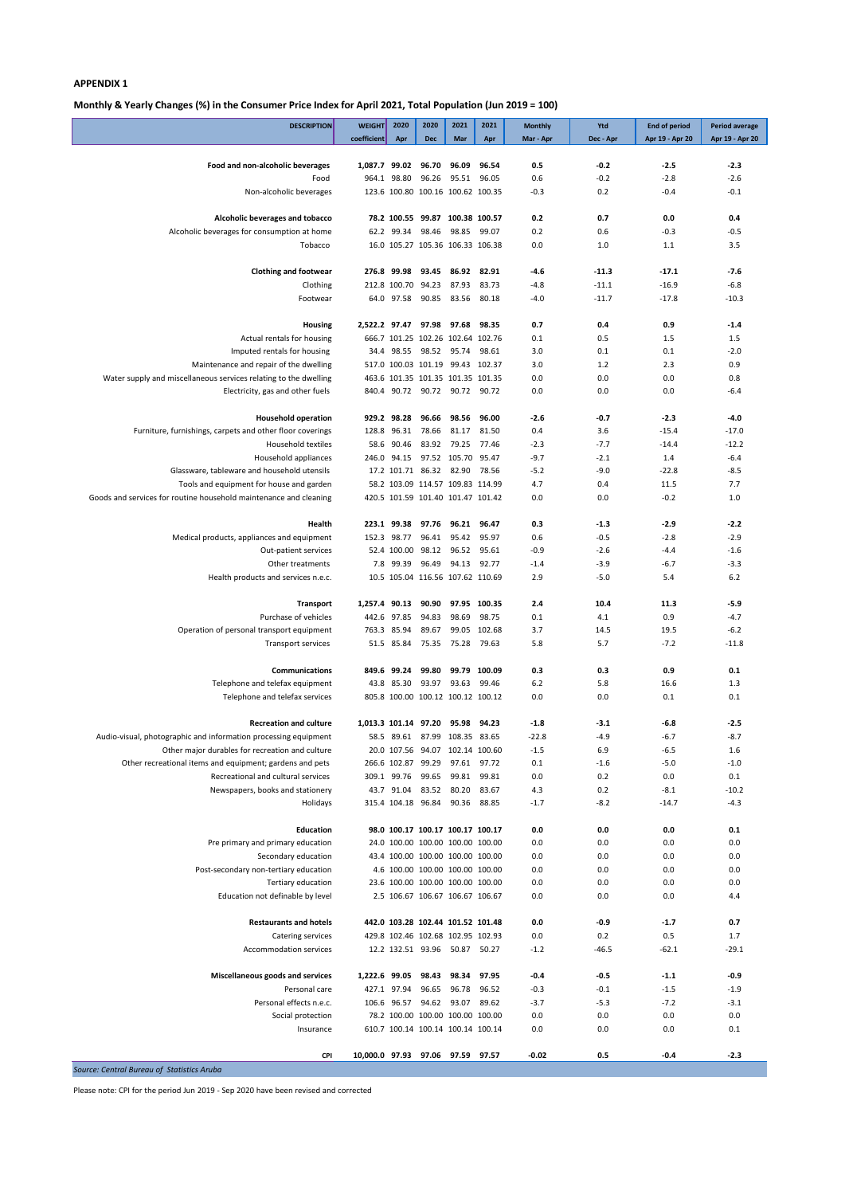**APPENDIX 1**

**Monthly & Yearly Changes (%) in the Consumer Price Index for April 2021, Total Population (Jun 2019 = 100)**

| DESCRIPTION | WEIGHT coefficient | 2020 Apr | 2020 Dec | 2021 Mar | 2021 Apr | Monthly Mar - Apr | Ytd Dec - Apr | End of period Apr 19 - Apr 20 | Period average Apr 19 - Apr 20 |
|---|---|---|---|---|---|---|---|---|---|
| **Food and non-alcoholic beverages** | **1,087.7** | **99.02** | **96.70** | **96.09** | **96.54** | **0.5** | **-0.2** | **-2.5** | **-2.3** |
| Food | 964.1 | 98.80 | 96.26 | 95.51 | 96.05 | 0.6 | -0.2 | -2.8 | -2.6 |
| Non-alcoholic beverages | 123.6 | 100.80 | 100.16 | 100.62 | 100.35 | -0.3 | 0.2 | -0.4 | -0.1 |
| **Alcoholic beverages and tobacco** | **78.2** | **100.55** | **99.87** | **100.38** | **100.57** | **0.2** | **0.7** | **0.0** | **0.4** |
| Alcoholic beverages for consumption at home | 62.2 | 99.34 | 98.46 | 98.85 | 99.07 | 0.2 | 0.6 | -0.3 | -0.5 |
| Tobacco | 16.0 | 105.27 | 105.36 | 106.33 | 106.38 | 0.0 | 1.0 | 1.1 | 3.5 |
| **Clothing and footwear** | **276.8** | **99.98** | **93.45** | **86.92** | **82.91** | **-4.6** | **-11.3** | **-17.1** | **-7.6** |
| Clothing | 212.8 | 100.70 | 94.23 | 87.93 | 83.73 | -4.8 | -11.1 | -16.9 | -6.8 |
| Footwear | 64.0 | 97.58 | 90.85 | 83.56 | 80.18 | -4.0 | -11.7 | -17.8 | -10.3 |
| **Housing** | **2,522.2** | **97.47** | **97.98** | **97.68** | **98.35** | **0.7** | **0.4** | **0.9** | **-1.4** |
| Actual rentals for housing | 666.7 | 101.25 | 102.26 | 102.64 | 102.76 | 0.1 | 0.5 | 1.5 | 1.5 |
| Imputed rentals for housing | 34.4 | 98.55 | 98.52 | 95.74 | 98.61 | 3.0 | 0.1 | 0.1 | -2.0 |
| Maintenance and repair of the dwelling | 517.0 | 100.03 | 101.19 | 99.43 | 102.37 | 3.0 | 1.2 | 2.3 | 0.9 |
| Water supply and miscellaneous services relating to the dwelling | 463.6 | 101.35 | 101.35 | 101.35 | 101.35 | 0.0 | 0.0 | 0.0 | 0.8 |
| Electricity, gas and other fuels | 840.4 | 90.72 | 90.72 | 90.72 | 90.72 | 0.0 | 0.0 | 0.0 | -6.4 |
| **Household operation** | **929.2** | **98.28** | **96.66** | **98.56** | **96.00** | **-2.6** | **-0.7** | **-2.3** | **-4.0** |
| Furniture, furnishings, carpets and other floor coverings | 128.8 | 96.31 | 78.66 | 81.17 | 81.50 | 0.4 | 3.6 | -15.4 | -17.0 |
| Household textiles | 58.6 | 90.46 | 83.92 | 79.25 | 77.46 | -2.3 | -7.7 | -14.4 | -12.2 |
| Household appliances | 246.0 | 94.15 | 97.52 | 105.70 | 95.47 | -9.7 | -2.1 | 1.4 | -6.4 |
| Glassware, tableware and household utensils | 17.2 | 101.71 | 86.32 | 82.90 | 78.56 | -5.2 | -9.0 | -22.8 | -8.5 |
| Tools and equipment for house and garden | 58.2 | 103.09 | 114.57 | 109.83 | 114.99 | 4.7 | 0.4 | 11.5 | 7.7 |
| Goods and services for routine household maintenance and cleaning | 420.5 | 101.59 | 101.40 | 101.47 | 101.42 | 0.0 | 0.0 | -0.2 | 1.0 |
| **Health** | **223.1** | **99.38** | **97.76** | **96.21** | **96.47** | **0.3** | **-1.3** | **-2.9** | **-2.2** |
| Medical products, appliances and equipment | 152.3 | 98.77 | 96.41 | 95.42 | 95.97 | 0.6 | -0.5 | -2.8 | -2.9 |
| Out-patient services | 52.4 | 100.00 | 98.12 | 96.52 | 95.61 | -0.9 | -2.6 | -4.4 | -1.6 |
| Other treatments | 7.8 | 99.39 | 96.49 | 94.13 | 92.77 | -1.4 | -3.9 | -6.7 | -3.3 |
| Health products and services n.e.c. | 10.5 | 105.04 | 116.56 | 107.62 | 110.69 | 2.9 | -5.0 | 5.4 | 6.2 |
| **Transport** | **1,257.4** | **90.13** | **90.90** | **97.95** | **100.35** | **2.4** | **10.4** | **11.3** | **-5.9** |
| Purchase of vehicles | 442.6 | 97.85 | 94.83 | 98.69 | 98.75 | 0.1 | 4.1 | 0.9 | -4.7 |
| Operation of personal transport equipment | 763.3 | 85.94 | 89.67 | 99.05 | 102.68 | 3.7 | 14.5 | 19.5 | -6.2 |
| Transport services | 51.5 | 85.84 | 75.35 | 75.28 | 79.63 | 5.8 | 5.7 | -7.2 | -11.8 |
| **Communications** | **849.6** | **99.24** | **99.80** | **99.79** | **100.09** | **0.3** | **0.3** | **0.9** | **0.1** |
| Telephone and telefax equipment | 43.8 | 85.30 | 93.97 | 93.63 | 99.46 | 6.2 | 5.8 | 16.6 | 1.3 |
| Telephone and telefax services | 805.8 | 100.00 | 100.12 | 100.12 | 100.12 | 0.0 | 0.0 | 0.1 | 0.1 |
| **Recreation and culture** | **1,013.3** | **101.14** | **97.20** | **95.98** | **94.23** | **-1.8** | **-3.1** | **-6.8** | **-2.5** |
| Audio-visual, photographic and information processing equipment | 58.5 | 89.61 | 87.99 | 108.35 | 83.65 | -22.8 | -4.9 | -6.7 | -8.7 |
| Other major durables for recreation and culture | 20.0 | 107.56 | 94.07 | 102.14 | 100.60 | -1.5 | 6.9 | -6.5 | 1.6 |
| Other recreational items and equipment; gardens and pets | 266.6 | 102.87 | 99.29 | 97.61 | 97.72 | 0.1 | -1.6 | -5.0 | -1.0 |
| Recreational and cultural services | 309.1 | 99.76 | 99.65 | 99.81 | 99.81 | 0.0 | 0.2 | 0.0 | 0.1 |
| Newspapers, books and stationery | 43.7 | 91.04 | 83.52 | 80.20 | 83.67 | 4.3 | 0.2 | -8.1 | -10.2 |
| Holidays | 315.4 | 104.18 | 96.84 | 90.36 | 88.85 | -1.7 | -8.2 | -14.7 | -4.3 |
| **Education** | **98.0** | **100.17** | **100.17** | **100.17** | **100.17** | **0.0** | **0.0** | **0.0** | **0.1** |
| Pre primary and primary education | 24.0 | 100.00 | 100.00 | 100.00 | 100.00 | 0.0 | 0.0 | 0.0 | 0.0 |
| Secondary education | 43.4 | 100.00 | 100.00 | 100.00 | 100.00 | 0.0 | 0.0 | 0.0 | 0.0 |
| Post-secondary non-tertiary education | 4.6 | 100.00 | 100.00 | 100.00 | 100.00 | 0.0 | 0.0 | 0.0 | 0.0 |
| Tertiary education | 23.6 | 100.00 | 100.00 | 100.00 | 100.00 | 0.0 | 0.0 | 0.0 | 0.0 |
| Education not definable by level | 2.5 | 106.67 | 106.67 | 106.67 | 106.67 | 0.0 | 0.0 | 0.0 | 4.4 |
| **Restaurants and hotels** | **442.0** | **103.28** | **102.44** | **101.52** | **101.48** | **0.0** | **-0.9** | **-1.7** | **0.7** |
| Catering services | 429.8 | 102.46 | 102.68 | 102.95 | 102.93 | 0.0 | 0.2 | 0.5 | 1.7 |
| Accommodation services | 12.2 | 132.51 | 93.96 | 50.87 | 50.27 | -1.2 | -46.5 | -62.1 | -29.1 |
| **Miscellaneous goods and services** | **1,222.6** | **99.05** | **98.43** | **98.34** | **97.95** | **-0.4** | **-0.5** | **-1.1** | **-0.9** |
| Personal care | 427.1 | 97.94 | 96.65 | 96.78 | 96.52 | -0.3 | -0.1 | -1.5 | -1.9 |
| Personal effects n.e.c. | 106.6 | 96.57 | 94.62 | 93.07 | 89.62 | -3.7 | -5.3 | -7.2 | -3.1 |
| Social protection | 78.2 | 100.00 | 100.00 | 100.00 | 100.00 | 0.0 | 0.0 | 0.0 | 0.0 |
| Insurance | 610.7 | 100.14 | 100.14 | 100.14 | 100.14 | 0.0 | 0.0 | 0.0 | 0.1 |
| **CPI** | **10,000.0** | **97.93** | **97.06** | **97.59** | **97.57** | **-0.02** | **0.5** | **-0.4** | **-2.3** |

*Source: Central Bureau of Statistics Aruba*

Please note: CPI for the period Jun 2019 - Sep 2020 have been revised and corrected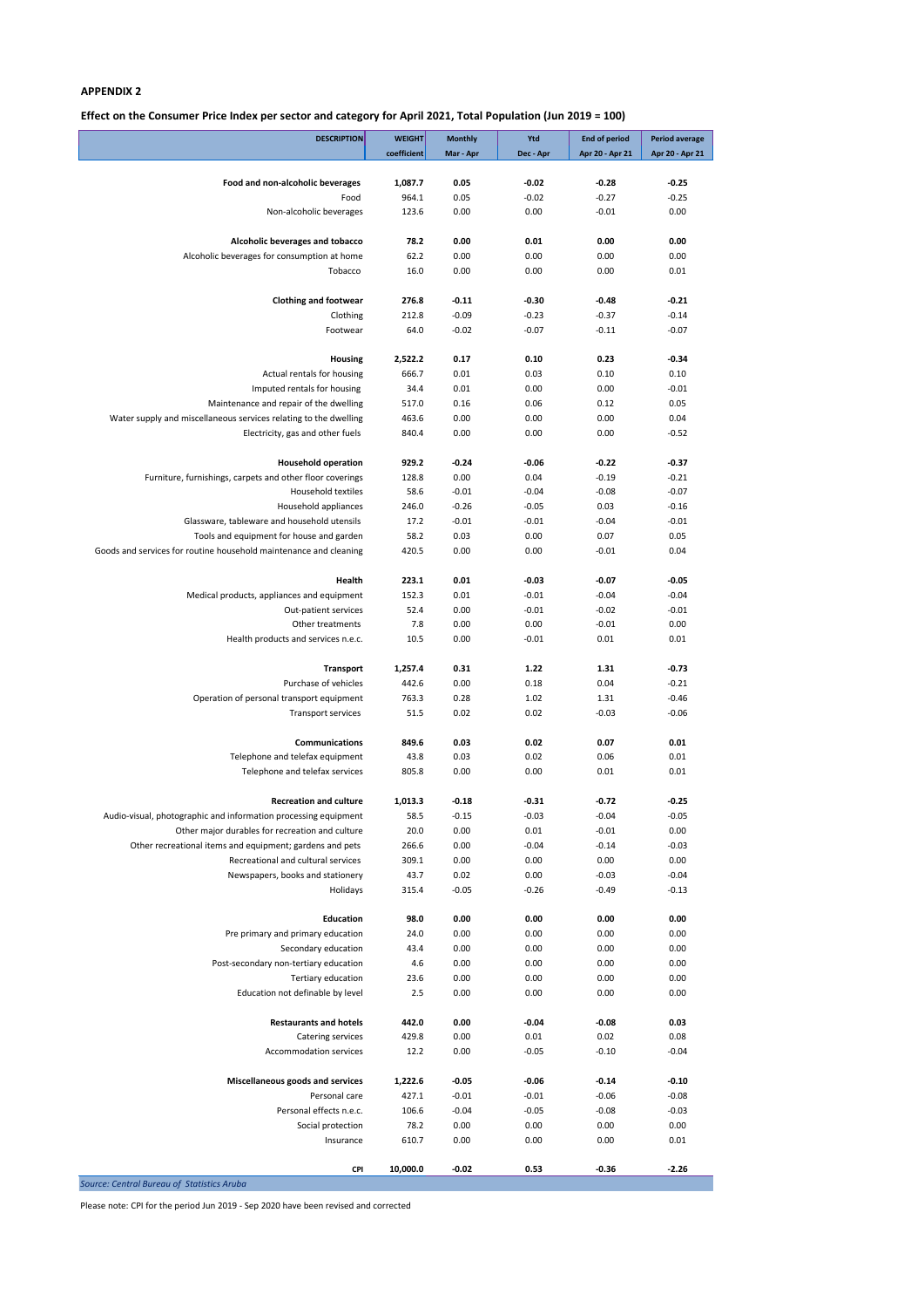## APPENDIX 2

### Effect on the Consumer Price Index per sector and category for April 2021, Total Population (Jun 2019 = 100)

| DESCRIPTION | WEIGHT coefficient | Monthly Mar - Apr | Ytd Dec - Apr | End of period Apr 20 - Apr 21 | Period average Apr 20 - Apr 21 |
|---|---|---|---|---|---|
| **Food and non-alcoholic beverages** | **1,087.7** | **0.05** | **-0.02** | **-0.28** | **-0.25** |
| Food | 964.1 | 0.05 | -0.02 | -0.27 | -0.25 |
| Non-alcoholic beverages | 123.6 | 0.00 | 0.00 | -0.01 | 0.00 |
| **Alcoholic beverages and tobacco** | **78.2** | **0.00** | **0.01** | **0.00** | **0.00** |
| Alcoholic beverages for consumption at home | 62.2 | 0.00 | 0.00 | 0.00 | 0.00 |
| Tobacco | 16.0 | 0.00 | 0.00 | 0.00 | 0.01 |
| **Clothing and footwear** | **276.8** | **-0.11** | **-0.30** | **-0.48** | **-0.21** |
| Clothing | 212.8 | -0.09 | -0.23 | -0.37 | -0.14 |
| Footwear | 64.0 | -0.02 | -0.07 | -0.11 | -0.07 |
| **Housing** | **2,522.2** | **0.17** | **0.10** | **0.23** | **-0.34** |
| Actual rentals for housing | 666.7 | 0.01 | 0.03 | 0.10 | 0.10 |
| Imputed rentals for housing | 34.4 | 0.01 | 0.00 | 0.00 | -0.01 |
| Maintenance and repair of the dwelling | 517.0 | 0.16 | 0.06 | 0.12 | 0.05 |
| Water supply and miscellaneous services relating to the dwelling | 463.6 | 0.00 | 0.00 | 0.00 | 0.04 |
| Electricity, gas and other fuels | 840.4 | 0.00 | 0.00 | 0.00 | -0.52 |
| **Household operation** | **929.2** | **-0.24** | **-0.06** | **-0.22** | **-0.37** |
| Furniture, furnishings, carpets and other floor coverings | 128.8 | 0.00 | 0.04 | -0.19 | -0.21 |
| Household textiles | 58.6 | -0.01 | -0.04 | -0.08 | -0.07 |
| Household appliances | 246.0 | -0.26 | -0.05 | 0.03 | -0.16 |
| Glassware, tableware and household utensils | 17.2 | -0.01 | -0.01 | -0.04 | -0.01 |
| Tools and equipment for house and garden | 58.2 | 0.03 | 0.00 | 0.07 | 0.05 |
| Goods and services for routine household maintenance and cleaning | 420.5 | 0.00 | 0.00 | -0.01 | 0.04 |
| **Health** | **223.1** | **0.01** | **-0.03** | **-0.07** | **-0.05** |
| Medical products, appliances and equipment | 152.3 | 0.01 | -0.01 | -0.04 | -0.04 |
| Out-patient services | 52.4 | 0.00 | -0.01 | -0.02 | -0.01 |
| Other treatments | 7.8 | 0.00 | 0.00 | -0.01 | 0.00 |
| Health products and services n.e.c. | 10.5 | 0.00 | -0.01 | 0.01 | 0.01 |
| **Transport** | **1,257.4** | **0.31** | **1.22** | **1.31** | **-0.73** |
| Purchase of vehicles | 442.6 | 0.00 | 0.18 | 0.04 | -0.21 |
| Operation of personal transport equipment | 763.3 | 0.28 | 1.02 | 1.31 | -0.46 |
| Transport services | 51.5 | 0.02 | 0.02 | -0.03 | -0.06 |
| **Communications** | **849.6** | **0.03** | **0.02** | **0.07** | **0.01** |
| Telephone and telefax equipment | 43.8 | 0.03 | 0.02 | 0.06 | 0.01 |
| Telephone and telefax services | 805.8 | 0.00 | 0.00 | 0.01 | 0.01 |
| **Recreation and culture** | **1,013.3** | **-0.18** | **-0.31** | **-0.72** | **-0.25** |
| Audio-visual, photographic and information processing equipment | 58.5 | -0.15 | -0.03 | -0.04 | -0.05 |
| Other major durables for recreation and culture | 20.0 | 0.00 | 0.01 | -0.01 | 0.00 |
| Other recreational items and equipment; gardens and pets | 266.6 | 0.00 | -0.04 | -0.14 | -0.03 |
| Recreational and cultural services | 309.1 | 0.00 | 0.00 | 0.00 | 0.00 |
| Newspapers, books and stationery | 43.7 | 0.02 | 0.00 | -0.03 | -0.04 |
| Holidays | 315.4 | -0.05 | -0.26 | -0.49 | -0.13 |
| **Education** | **98.0** | **0.00** | **0.00** | **0.00** | **0.00** |
| Pre primary and primary education | 24.0 | 0.00 | 0.00 | 0.00 | 0.00 |
| Secondary education | 43.4 | 0.00 | 0.00 | 0.00 | 0.00 |
| Post-secondary non-tertiary education | 4.6 | 0.00 | 0.00 | 0.00 | 0.00 |
| Tertiary education | 23.6 | 0.00 | 0.00 | 0.00 | 0.00 |
| Education not definable by level | 2.5 | 0.00 | 0.00 | 0.00 | 0.00 |
| **Restaurants and hotels** | **442.0** | **0.00** | **-0.04** | **-0.08** | **0.03** |
| Catering services | 429.8 | 0.00 | 0.01 | 0.02 | 0.08 |
| Accommodation services | 12.2 | 0.00 | -0.05 | -0.10 | -0.04 |
| **Miscellaneous goods and services** | **1,222.6** | **-0.05** | **-0.06** | **-0.14** | **-0.10** |
| Personal care | 427.1 | -0.01 | -0.01 | -0.06 | -0.08 |
| Personal effects n.e.c. | 106.6 | -0.04 | -0.05 | -0.08 | -0.03 |
| Social protection | 78.2 | 0.00 | 0.00 | 0.00 | 0.00 |
| Insurance | 610.7 | 0.00 | 0.00 | 0.00 | 0.01 |
| **CPI** | **10,000.0** | **-0.02** | **0.53** | **-0.36** | **-2.26** |

*Source: Central Bureau of Statistics Aruba*

Please note: CPI for the period Jun 2019 - Sep 2020 have been revised and corrected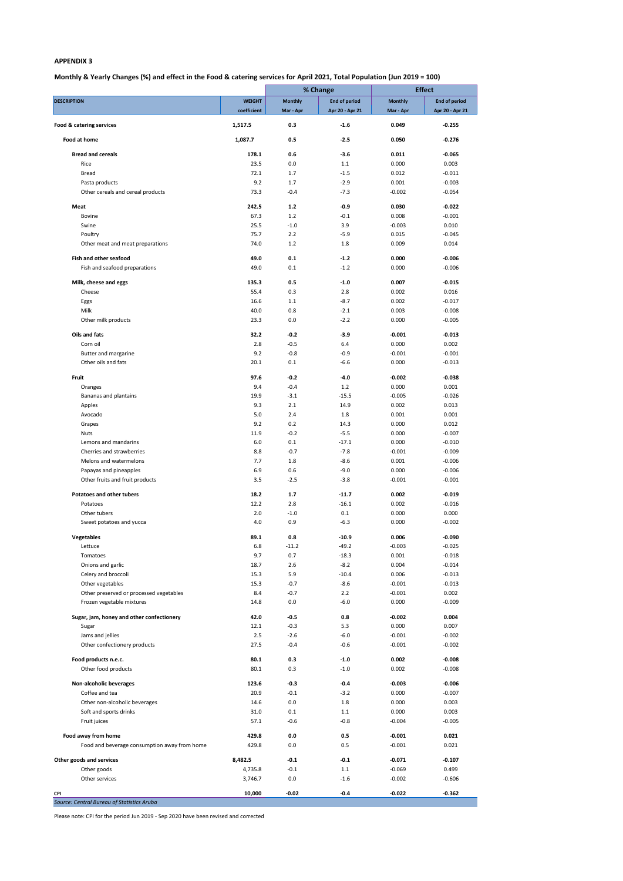**APPENDIX 3**

**Monthly & Yearly Changes (%) and effect in the Food & catering services for April 2021, Total Population (Jun 2019 = 100)**

| DESCRIPTION | WEIGHT coefficient | % Change Monthly Mar - Apr | % Change End of period Apr 20 - Apr 21 | Effect Monthly Mar - Apr | Effect End of period Apr 20 - Apr 21 |
|---|---|---|---|---|---|
| **Food & catering services** | **1,517.5** | **0.3** | **-1.6** | **0.049** | **-0.255** |
| **Food at home** | **1,087.7** | **0.5** | **-2.5** | **0.050** | **-0.276** |
| **Bread and cereals** | **178.1** | **0.6** | **-3.6** | **0.011** | **-0.065** |
| Rice | 23.5 | 0.0 | 1.1 | 0.000 | 0.003 |
| Bread | 72.1 | 1.7 | -1.5 | 0.012 | -0.011 |
| Pasta products | 9.2 | 1.7 | -2.9 | 0.001 | -0.003 |
| Other cereals and cereal products | 73.3 | -0.4 | -7.3 | -0.002 | -0.054 |
| **Meat** | **242.5** | **1.2** | **-0.9** | **0.030** | **-0.022** |
| Bovine | 67.3 | 1.2 | -0.1 | 0.008 | -0.001 |
| Swine | 25.5 | -1.0 | 3.9 | -0.003 | 0.010 |
| Poultry | 75.7 | 2.2 | -5.9 | 0.015 | -0.045 |
| Other meat and meat preparations | 74.0 | 1.2 | 1.8 | 0.009 | 0.014 |
| **Fish and other seafood** | **49.0** | **0.1** | **-1.2** | **0.000** | **-0.006** |
| Fish and seafood preparations | 49.0 | 0.1 | -1.2 | 0.000 | -0.006 |
| **Milk, cheese and eggs** | **135.3** | **0.5** | **-1.0** | **0.007** | **-0.015** |
| Cheese | 55.4 | 0.3 | 2.8 | 0.002 | 0.016 |
| Eggs | 16.6 | 1.1 | -8.7 | 0.002 | -0.017 |
| Milk | 40.0 | 0.8 | -2.1 | 0.003 | -0.008 |
| Other milk products | 23.3 | 0.0 | -2.2 | 0.000 | -0.005 |
| **Oils and fats** | **32.2** | **-0.2** | **-3.9** | **-0.001** | **-0.013** |
| Corn oil | 2.8 | -0.5 | 6.4 | 0.000 | 0.002 |
| Butter and margarine | 9.2 | -0.8 | -0.9 | -0.001 | -0.001 |
| Other oils and fats | 20.1 | 0.1 | -6.6 | 0.000 | -0.013 |
| **Fruit** | **97.6** | **-0.2** | **-4.0** | **-0.002** | **-0.038** |
| Oranges | 9.4 | -0.4 | 1.2 | 0.000 | 0.001 |
| Bananas and plantains | 19.9 | -3.1 | -15.5 | -0.005 | -0.026 |
| Apples | 9.3 | 2.1 | 14.9 | 0.002 | 0.013 |
| Avocado | 5.0 | 2.4 | 1.8 | 0.001 | 0.001 |
| Grapes | 9.2 | 0.2 | 14.3 | 0.000 | 0.012 |
| Nuts | 11.9 | -0.2 | -5.5 | 0.000 | -0.007 |
| Lemons and mandarins | 6.0 | 0.1 | -17.1 | 0.000 | -0.010 |
| Cherries and strawberries | 8.8 | -0.7 | -7.8 | -0.001 | -0.009 |
| Melons and watermelons | 7.7 | 1.8 | -8.6 | 0.001 | -0.006 |
| Papayas and pineapples | 6.9 | 0.6 | -9.0 | 0.000 | -0.006 |
| Other fruits and fruit products | 3.5 | -2.5 | -3.8 | -0.001 | -0.001 |
| **Potatoes and other tubers** | **18.2** | **1.7** | **-11.7** | **0.002** | **-0.019** |
| Potatoes | 12.2 | 2.8 | -16.1 | 0.002 | -0.016 |
| Other tubers | 2.0 | -1.0 | 0.1 | 0.000 | 0.000 |
| Sweet potatoes and yucca | 4.0 | 0.9 | -6.3 | 0.000 | -0.002 |
| **Vegetables** | **89.1** | **0.8** | **-10.9** | **0.006** | **-0.090** |
| Lettuce | 6.8 | -11.2 | -49.2 | -0.003 | -0.025 |
| Tomatoes | 9.7 | 0.7 | -18.3 | 0.001 | -0.018 |
| Onions and garlic | 18.7 | 2.6 | -8.2 | 0.004 | -0.014 |
| Celery and broccoli | 15.3 | 5.9 | -10.4 | 0.006 | -0.013 |
| Other vegetables | 15.3 | -0.7 | -8.6 | -0.001 | -0.013 |
| Other preserved or processed vegetables | 8.4 | -0.7 | 2.2 | -0.001 | 0.002 |
| Frozen vegetable mixtures | 14.8 | 0.0 | -6.0 | 0.000 | -0.009 |
| **Sugar, jam, honey and other confectionery** | **42.0** | **-0.5** | **0.8** | **-0.002** | **0.004** |
| Sugar | 12.1 | -0.3 | 5.3 | 0.000 | 0.007 |
| Jams and jellies | 2.5 | -2.6 | -6.0 | -0.001 | -0.002 |
| Other confectionery products | 27.5 | -0.4 | -0.6 | -0.001 | -0.002 |
| **Food products n.e.c.** | **80.1** | **0.3** | **-1.0** | **0.002** | **-0.008** |
| Other food products | 80.1 | 0.3 | -1.0 | 0.002 | -0.008 |
| **Non-alcoholic beverages** | **123.6** | **-0.3** | **-0.4** | **-0.003** | **-0.006** |
| Coffee and tea | 20.9 | -0.1 | -3.2 | 0.000 | -0.007 |
| Other non-alcoholic beverages | 14.6 | 0.0 | 1.8 | 0.000 | 0.003 |
| Soft and sports drinks | 31.0 | 0.1 | 1.1 | 0.000 | 0.003 |
| Fruit juices | 57.1 | -0.6 | -0.8 | -0.004 | -0.005 |
| **Food away from home** | **429.8** | **0.0** | **0.5** | **-0.001** | **0.021** |
| Food and beverage consumption away from home | 429.8 | 0.0 | 0.5 | -0.001 | 0.021 |
| **Other goods and services** | **8,482.5** | **-0.1** | **-0.1** | **-0.071** | **-0.107** |
| Other goods | 4,735.8 | -0.1 | 1.1 | -0.069 | 0.499 |
| Other services | 3,746.7 | 0.0 | -1.6 | -0.002 | -0.606 |
| **CPI** | **10,000** | **-0.02** | **-0.4** | **-0.022** | **-0.362** |

*Source: Central Bureau of Statistics Aruba*

Please note: CPI for the period Jun 2019 - Sep 2020 have been revised and corrected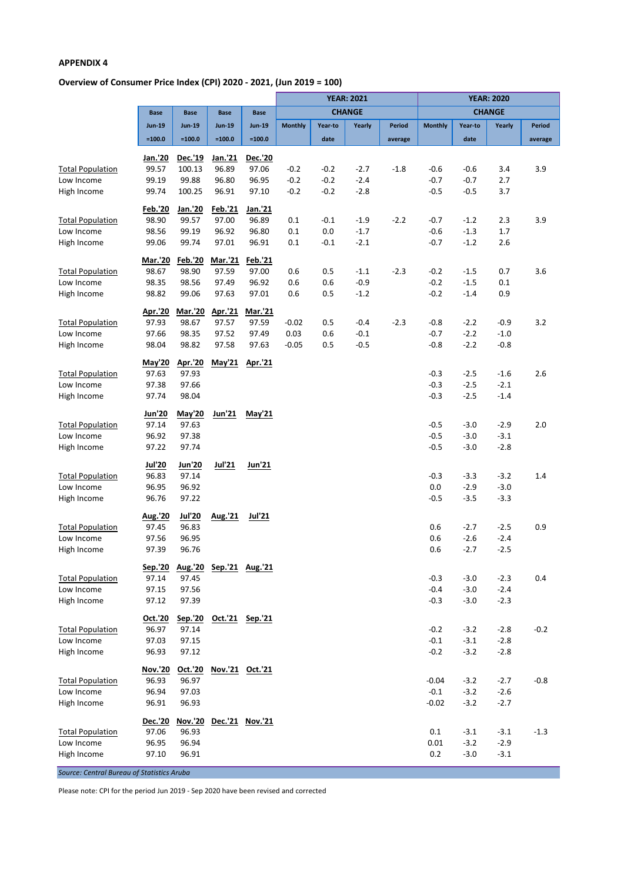APPENDIX 4

**Overview of Consumer Price Index (CPI) 2020 - 2021, (Jun 2019 = 100)**

| | Base Jun-19 =100.0 | Base Jun-19 =100.0 | Base Jun-19 =100.0 | Base Jun-19 =100.0 | YEAR: 2021 CHANGE Monthly | Year-to date | Yearly | Period average | YEAR: 2020 CHANGE Monthly | Year-to date | Yearly | Period average |
|---|---|---|---|---|---|---|---|---|---|---|---|---|
| | **Jan.'20** | **Dec.'19** | **Jan.'21** | **Dec.'20** | | | | | | | | |
| Total Population | 99.57 | 100.13 | 96.89 | 97.06 | -0.2 | -0.2 | -2.7 | -1.8 | -0.6 | -0.6 | 3.4 | 3.9 |
| Low Income | 99.19 | 99.88 | 96.80 | 96.95 | -0.2 | -0.2 | -2.4 | | -0.7 | -0.7 | 2.7 | |
| High Income | 99.74 | 100.25 | 96.91 | 97.10 | -0.2 | -0.2 | -2.8 | | -0.5 | -0.5 | 3.7 | |
| | **Feb.'20** | **Jan.'20** | **Feb.'21** | **Jan.'21** | | | | | | | | |
| Total Population | 98.90 | 99.57 | 97.00 | 96.89 | 0.1 | -0.1 | -1.9 | -2.2 | -0.7 | -1.2 | 2.3 | 3.9 |
| Low Income | 98.56 | 99.19 | 96.92 | 96.80 | 0.1 | 0.0 | -1.7 | | -0.6 | -1.3 | 1.7 | |
| High Income | 99.06 | 99.74 | 97.01 | 96.91 | 0.1 | -0.1 | -2.1 | | -0.7 | -1.2 | 2.6 | |
| | **Mar.'20** | **Feb.'20** | **Mar.'21** | **Feb.'21** | | | | | | | | |
| Total Population | 98.67 | 98.90 | 97.59 | 97.00 | 0.6 | 0.5 | -1.1 | -2.3 | -0.2 | -1.5 | 0.7 | 3.6 |
| Low Income | 98.35 | 98.56 | 97.49 | 96.92 | 0.6 | 0.6 | -0.9 | | -0.2 | -1.5 | 0.1 | |
| High Income | 98.82 | 99.06 | 97.63 | 97.01 | 0.6 | 0.5 | -1.2 | | -0.2 | -1.4 | 0.9 | |
| | **Apr.'20** | **Mar.'20** | **Apr.'21** | **Mar.'21** | | | | | | | | |
| Total Population | 97.93 | 98.67 | 97.57 | 97.59 | -0.02 | 0.5 | -0.4 | -2.3 | -0.8 | -2.2 | -0.9 | 3.2 |
| Low Income | 97.66 | 98.35 | 97.52 | 97.49 | 0.03 | 0.6 | -0.1 | | -0.7 | -2.2 | -1.0 | |
| High Income | 98.04 | 98.82 | 97.58 | 97.63 | -0.05 | 0.5 | -0.5 | | -0.8 | -2.2 | -0.8 | |
| | **May'20** | **Apr.'20** | **May'21** | **Apr.'21** | | | | | | | | |
| Total Population | 97.63 | 97.93 | | | | | | | -0.3 | -2.5 | -1.6 | 2.6 |
| Low Income | 97.38 | 97.66 | | | | | | | -0.3 | -2.5 | -2.1 | |
| High Income | 97.74 | 98.04 | | | | | | | -0.3 | -2.5 | -1.4 | |
| | **Jun'20** | **May'20** | **Jun'21** | **May'21** | | | | | | | | |
| Total Population | 97.14 | 97.63 | | | | | | | -0.5 | -3.0 | -2.9 | 2.0 |
| Low Income | 96.92 | 97.38 | | | | | | | -0.5 | -3.0 | -3.1 | |
| High Income | 97.22 | 97.74 | | | | | | | -0.5 | -3.0 | -2.8 | |
| | **Jul'20** | **Jun'20** | **Jul'21** | **Jun'21** | | | | | | | | |
| Total Population | 96.83 | 97.14 | | | | | | | -0.3 | -3.3 | -3.2 | 1.4 |
| Low Income | 96.95 | 96.92 | | | | | | | 0.0 | -2.9 | -3.0 | |
| High Income | 96.76 | 97.22 | | | | | | | -0.5 | -3.5 | -3.3 | |
| | **Aug.'20** | **Jul'20** | **Aug.'21** | **Jul'21** | | | | | | | | |
| Total Population | 97.45 | 96.83 | | | | | | | 0.6 | -2.7 | -2.5 | 0.9 |
| Low Income | 97.56 | 96.95 | | | | | | | 0.6 | -2.6 | -2.4 | |
| High Income | 97.39 | 96.76 | | | | | | | 0.6 | -2.7 | -2.5 | |
| | **Sep.'20** | **Aug.'20** | **Sep.'21** | **Aug.'21** | | | | | | | | |
| Total Population | 97.14 | 97.45 | | | | | | | -0.3 | -3.0 | -2.3 | 0.4 |
| Low Income | 97.15 | 97.56 | | | | | | | -0.4 | -3.0 | -2.4 | |
| High Income | 97.12 | 97.39 | | | | | | | -0.3 | -3.0 | -2.3 | |
| | **Oct.'20** | **Sep.'20** | **Oct.'21** | **Sep.'21** | | | | | | | | |
| Total Population | 96.97 | 97.14 | | | | | | | -0.2 | -3.2 | -2.8 | -0.2 |
| Low Income | 97.03 | 97.15 | | | | | | | -0.1 | -3.1 | -2.8 | |
| High Income | 96.93 | 97.12 | | | | | | | -0.2 | -3.2 | -2.8 | |
| | **Nov.'20** | **Oct.'20** | **Nov.'21** | **Oct.'21** | | | | | | | | |
| Total Population | 96.93 | 96.97 | | | | | | | -0.04 | -3.2 | -2.7 | -0.8 |
| Low Income | 96.94 | 97.03 | | | | | | | -0.1 | -3.2 | -2.6 | |
| High Income | 96.91 | 96.93 | | | | | | | -0.02 | -3.2 | -2.7 | |
| | **Dec.'20** | **Nov.'20** | **Dec.'21** | **Nov.'21** | | | | | | | | |
| Total Population | 97.06 | 96.93 | | | | | | | 0.1 | -3.1 | -3.1 | -1.3 |
| Low Income | 96.95 | 96.94 | | | | | | | 0.01 | -3.2 | -2.9 | |
| High Income | 97.10 | 96.91 | | | | | | | 0.2 | -3.0 | -3.1 | |

*Source: Central Bureau of Statistics Aruba*

Please note: CPI for the period Jun 2019 - Sep 2020 have been revised and corrected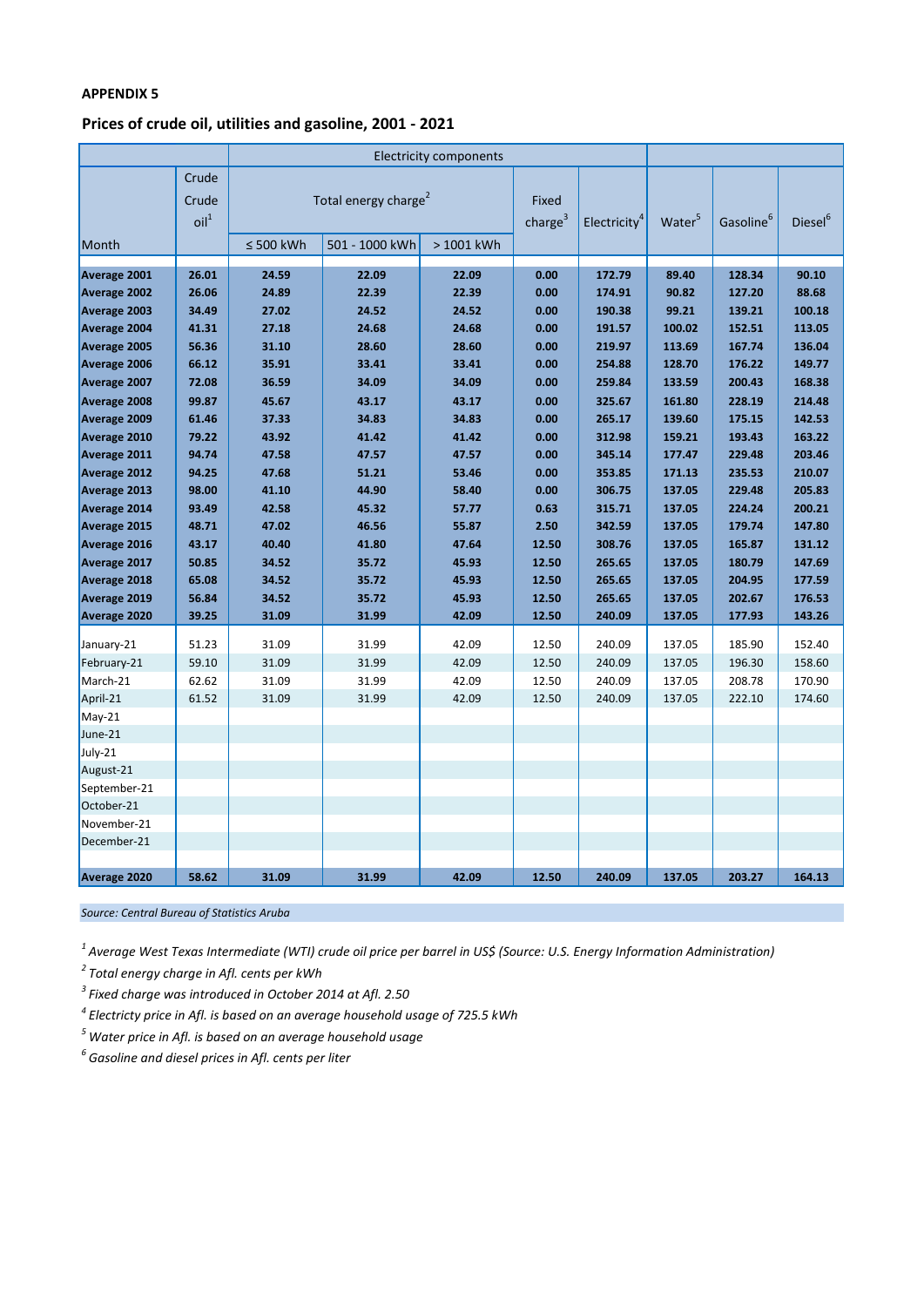**APPENDIX 5**

## Prices of crude oil, utilities and gasoline, 2001 - 2021

| | Crude | Electricity components | | | | | | | |
|---|---|---|---|---|---|---|---|---|---|
| | Crude oil[1] | Total energy charge[2] | | | Fixed charge[3] | Electricity[4] | Water[5] | Gasoline[6] | Diesel[6] |
| Month | | ≤ 500 kWh | 501 - 1000 kWh | > 1001 kWh | | | | | |
| **Average 2001** | **26.01** | **24.59** | **22.09** | **22.09** | **0.00** | **172.79** | **89.40** | **128.34** | **90.10** |
| **Average 2002** | **26.06** | **24.89** | **22.39** | **22.39** | **0.00** | **174.91** | **90.82** | **127.20** | **88.68** |
| **Average 2003** | **34.49** | **27.02** | **24.52** | **24.52** | **0.00** | **190.38** | **99.21** | **139.21** | **100.18** |
| **Average 2004** | **41.31** | **27.18** | **24.68** | **24.68** | **0.00** | **191.57** | **100.02** | **152.51** | **113.05** |
| **Average 2005** | **56.36** | **31.10** | **28.60** | **28.60** | **0.00** | **219.97** | **113.69** | **167.74** | **136.04** |
| **Average 2006** | **66.12** | **35.91** | **33.41** | **33.41** | **0.00** | **254.88** | **128.70** | **176.22** | **149.77** |
| **Average 2007** | **72.08** | **36.59** | **34.09** | **34.09** | **0.00** | **259.84** | **133.59** | **200.43** | **168.38** |
| **Average 2008** | **99.87** | **45.67** | **43.17** | **43.17** | **0.00** | **325.67** | **161.80** | **228.19** | **214.48** |
| **Average 2009** | **61.46** | **37.33** | **34.83** | **34.83** | **0.00** | **265.17** | **139.60** | **175.15** | **142.53** |
| **Average 2010** | **79.22** | **43.92** | **41.42** | **41.42** | **0.00** | **312.98** | **159.21** | **193.43** | **163.22** |
| **Average 2011** | **94.74** | **47.58** | **47.57** | **47.57** | **0.00** | **345.14** | **177.47** | **229.48** | **203.46** |
| **Average 2012** | **94.25** | **47.68** | **51.21** | **53.46** | **0.00** | **353.85** | **171.13** | **235.53** | **210.07** |
| **Average 2013** | **98.00** | **41.10** | **44.90** | **58.40** | **0.00** | **306.75** | **137.05** | **229.48** | **205.83** |
| **Average 2014** | **93.49** | **42.58** | **45.32** | **57.77** | **0.63** | **315.71** | **137.05** | **224.24** | **200.21** |
| **Average 2015** | **48.71** | **47.02** | **46.56** | **55.87** | **2.50** | **342.59** | **137.05** | **179.74** | **147.80** |
| **Average 2016** | **43.17** | **40.40** | **41.80** | **47.64** | **12.50** | **308.76** | **137.05** | **165.87** | **131.12** |
| **Average 2017** | **50.85** | **34.52** | **35.72** | **45.93** | **12.50** | **265.65** | **137.05** | **180.79** | **147.69** |
| **Average 2018** | **65.08** | **34.52** | **35.72** | **45.93** | **12.50** | **265.65** | **137.05** | **204.95** | **177.59** |
| **Average 2019** | **56.84** | **34.52** | **35.72** | **45.93** | **12.50** | **265.65** | **137.05** | **202.67** | **176.53** |
| **Average 2020** | **39.25** | **31.09** | **31.99** | **42.09** | **12.50** | **240.09** | **137.05** | **177.93** | **143.26** |
| January-21 | 51.23 | 31.09 | 31.99 | 42.09 | 12.50 | 240.09 | 137.05 | 185.90 | 152.40 |
| February-21 | 59.10 | 31.09 | 31.99 | 42.09 | 12.50 | 240.09 | 137.05 | 196.30 | 158.60 |
| March-21 | 62.62 | 31.09 | 31.99 | 42.09 | 12.50 | 240.09 | 137.05 | 208.78 | 170.90 |
| April-21 | 61.52 | 31.09 | 31.99 | 42.09 | 12.50 | 240.09 | 137.05 | 222.10 | 174.60 |
| May-21 | | | | | | | | | |
| June-21 | | | | | | | | | |
| July-21 | | | | | | | | | |
| August-21 | | | | | | | | | |
| September-21 | | | | | | | | | |
| October-21 | | | | | | | | | |
| November-21 | | | | | | | | | |
| December-21 | | | | | | | | | |
| **Average 2020** | **58.62** | **31.09** | **31.99** | **42.09** | **12.50** | **240.09** | **137.05** | **203.27** | **164.13** |

*Source: Central Bureau of Statistics Aruba*

*[1] Average West Texas Intermediate (WTI) crude oil price per barrel in US$ (Source: U.S. Energy Information Administration)*

*[2] Total energy charge in Afl. cents per kWh*

*[3] Fixed charge was introduced in October 2014 at Afl. 2.50*

*[4] Electricty price in Afl. is based on an average household usage of 725.5 kWh*

*[5] Water price in Afl. is based on an average household usage*

*[6] Gasoline and diesel prices in Afl. cents per liter*